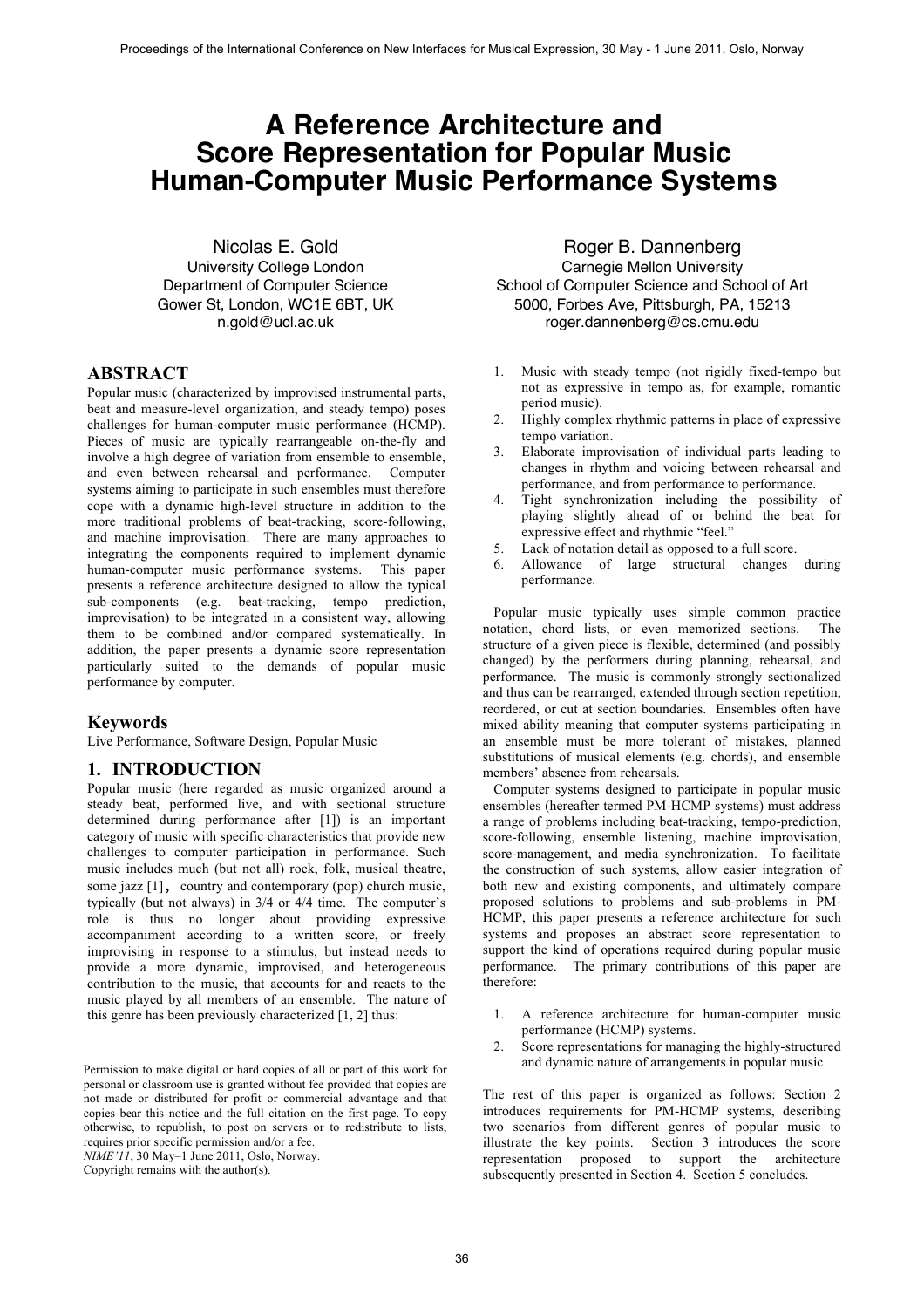# A Reference Architecture and Score Representation for Popular Music Human-Computer Music Performance Systems

Nicolas E. Gold
University College London
Department of Computer Science
Gower St, London, WC1E 6BT, UK
n.gold@ucl.ac.uk

Roger B. Dannenberg
Carnegie Mellon University
School of Computer Science and School of Art
5000, Forbes Ave, Pittsburgh, PA, 15213
roger.dannenberg@cs.cmu.edu

## ABSTRACT

Popular music (characterized by improvised instrumental parts, beat and measure-level organization, and steady tempo) poses challenges for human-computer music performance (HCMP). Pieces of music are typically rearrangeable on-the-fly and involve a high degree of variation from ensemble to ensemble, and even between rehearsal and performance. Computer systems aiming to participate in such ensembles must therefore cope with a dynamic high-level structure in addition to the more traditional problems of beat-tracking, score-following, and machine improvisation. There are many approaches to integrating the components required to implement dynamic human-computer music performance systems. This paper presents a reference architecture designed to allow the typical sub-components (e.g. beat-tracking, tempo prediction, improvisation) to be integrated in a consistent way, allowing them to be combined and/or compared systematically. In addition, the paper presents a dynamic score representation particularly suited to the demands of popular music performance by computer.

## Keywords

Live Performance, Software Design, Popular Music

## 1. INTRODUCTION

Popular music (here regarded as music organized around a steady beat, performed live, and with sectional structure determined during performance after [1]) is an important category of music with specific characteristics that provide new challenges to computer participation in performance. Such music includes much (but not all) rock, folk, musical theatre, some jazz [1], country and contemporary (pop) church music, typically (but not always) in 3/4 or 4/4 time. The computer's role is thus no longer about providing expressive accompaniment according to a written score, or freely improvising in response to a stimulus, but instead needs to provide a more dynamic, improvised, and heterogeneous contribution to the music, that accounts for and reacts to the music played by all members of an ensemble. The nature of this genre has been previously characterized [1, 2] thus:

1. Music with steady tempo (not rigidly fixed-tempo but not as expressive in tempo as, for example, romantic period music).
2. Highly complex rhythmic patterns in place of expressive tempo variation.
3. Elaborate improvisation of individual parts leading to changes in rhythm and voicing between rehearsal and performance, and from performance to performance.
4. Tight synchronization including the possibility of playing slightly ahead of or behind the beat for expressive effect and rhythmic "feel."
5. Lack of notation detail as opposed to a full score.
6. Allowance of large structural changes during performance.

Popular music typically uses simple common practice notation, chord lists, or even memorized sections. The structure of a given piece is flexible, determined (and possibly changed) by the performers during planning, rehearsal, and performance. The music is commonly strongly sectionalized and thus can be rearranged, extended through section repetition, reordered, or cut at section boundaries. Ensembles often have mixed ability meaning that computer systems participating in an ensemble must be more tolerant of mistakes, planned substitutions of musical elements (e.g. chords), and ensemble members' absence from rehearsals.

Computer systems designed to participate in popular music ensembles (hereafter termed PM-HCMP systems) must address a range of problems including beat-tracking, tempo-prediction, score-following, ensemble listening, machine improvisation, score-management, and media synchronization. To facilitate the construction of such systems, allow easier integration of both new and existing components, and ultimately compare proposed solutions to problems and sub-problems in PM-HCMP, this paper presents a reference architecture for such systems and proposes an abstract score representation to support the kind of operations required during popular music performance. The primary contributions of this paper are therefore:

1. A reference architecture for human-computer music performance (HCMP) systems.
2. Score representations for managing the highly-structured and dynamic nature of arrangements in popular music.

The rest of this paper is organized as follows: Section 2 introduces requirements for PM-HCMP systems, describing two scenarios from different genres of popular music to illustrate the key points. Section 3 introduces the score representation proposed to support the architecture subsequently presented in Section 4. Section 5 concludes.

Permission to make digital or hard copies of all or part of this work for personal or classroom use is granted without fee provided that copies are not made or distributed for profit or commercial advantage and that copies bear this notice and the full citation on the first page. To copy otherwise, to republish, to post on servers or to redistribute to lists, requires prior specific permission and/or a fee.
*NIME'11*, 30 May–1 June 2011, Oslo, Norway.
Copyright remains with the author(s).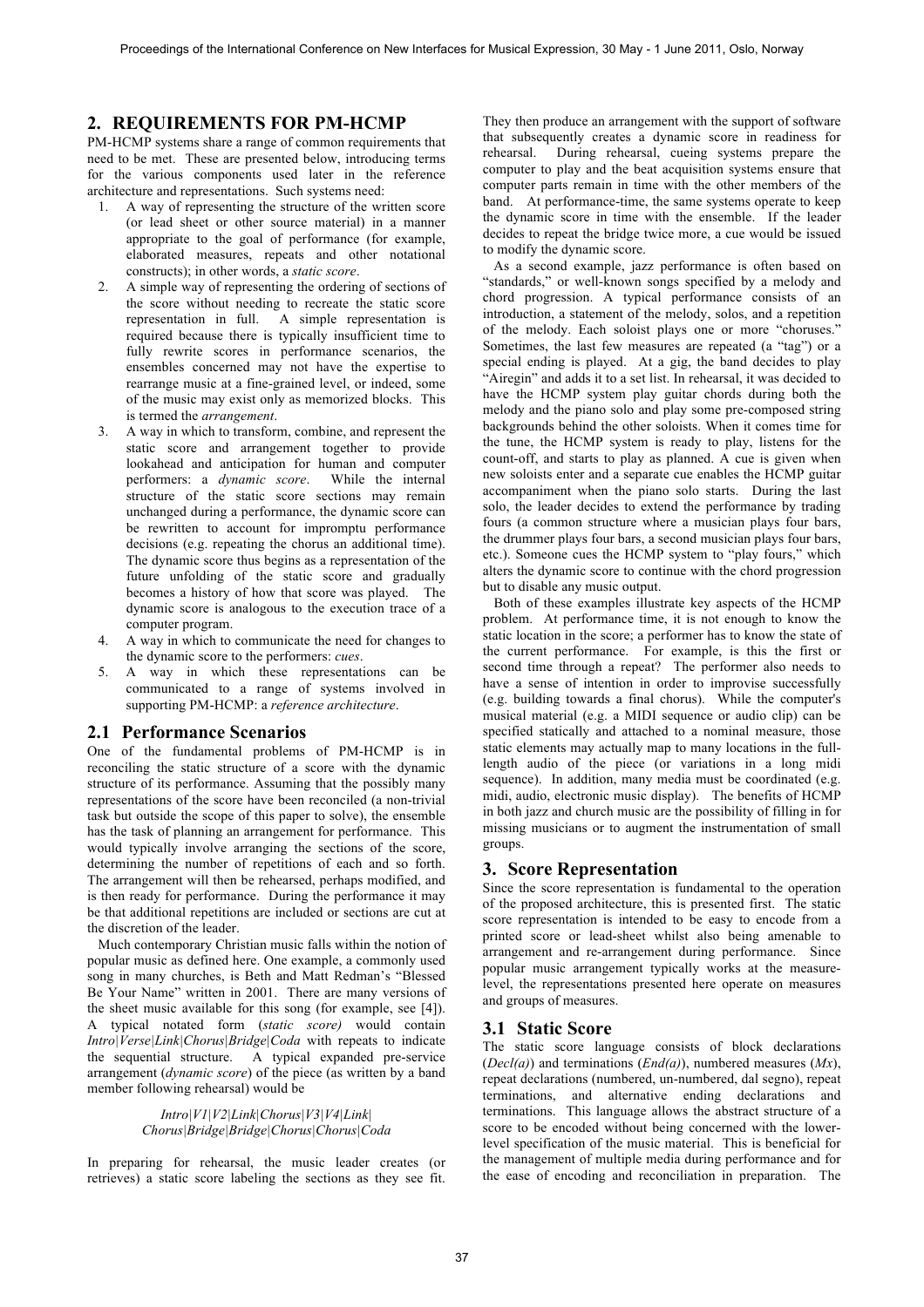## 2. REQUIREMENTS FOR PM-HCMP

PM-HCMP systems share a range of common requirements that need to be met. These are presented below, introducing terms for the various components used later in the reference architecture and representations. Such systems need:

1. A way of representing the structure of the written score (or lead sheet or other source material) in a manner appropriate to the goal of performance (for example, elaborated measures, repeats and other notational constructs); in other words, a *static score*.
2. A simple way of representing the ordering of sections of the score without needing to recreate the static score representation in full. A simple representation is required because there is typically insufficient time to fully rewrite scores in performance scenarios, the ensembles concerned may not have the expertise to rearrange music at a fine-grained level, or indeed, some of the music may exist only as memorized blocks. This is termed the *arrangement*.
3. A way in which to transform, combine, and represent the static score and arrangement together to provide lookahead and anticipation for human and computer performers: a *dynamic score*. While the internal structure of the static score sections may remain unchanged during a performance, the dynamic score can be rewritten to account for impromptu performance decisions (e.g. repeating the chorus an additional time). The dynamic score thus begins as a representation of the future unfolding of the static score and gradually becomes a history of how that score was played. The dynamic score is analogous to the execution trace of a computer program.
4. A way in which to communicate the need for changes to the dynamic score to the performers: *cues*.
5. A way in which these representations can be communicated to a range of systems involved in supporting PM-HCMP: a *reference architecture*.

### 2.1 Performance Scenarios

One of the fundamental problems of PM-HCMP is in reconciling the static structure of a score with the dynamic structure of its performance. Assuming that the possibly many representations of the score have been reconciled (a non-trivial task but outside the scope of this paper to solve), the ensemble has the task of planning an arrangement for performance. This would typically involve arranging the sections of the score, determining the number of repetitions of each and so forth. The arrangement will then be rehearsed, perhaps modified, and is then ready for performance. During the performance it may be that additional repetitions are included or sections are cut at the discretion of the leader.

Much contemporary Christian music falls within the notion of popular music as defined here. One example, a commonly used song in many churches, is Beth and Matt Redman's "Blessed Be Your Name" written in 2001. There are many versions of the sheet music available for this song (for example, see [4]). A typical notated form (*static score)* would contain *Intro*|*Verse*|*Link*|*Chorus*|*Bridge*|*Coda* with repeats to indicate the sequential structure. A typical expanded pre-service arrangement (*dynamic score*) of the piece (as written by a band member following rehearsal) would be

*Intro*|*V1*|*V2*|*Link*|*Chorus*|*V3*|*V4*|*Link*|
*Chorus*|*Bridge*|*Bridge*|*Chorus*|*Chorus*|*Coda*

In preparing for rehearsal, the music leader creates (or retrieves) a static score labeling the sections as they see fit. They then produce an arrangement with the support of software that subsequently creates a dynamic score in readiness for rehearsal. During rehearsal, cueing systems prepare the computer to play and the beat acquisition systems ensure that computer parts remain in time with the other members of the band. At performance-time, the same systems operate to keep the dynamic score in time with the ensemble. If the leader decides to repeat the bridge twice more, a cue would be issued to modify the dynamic score.

As a second example, jazz performance is often based on "standards," or well-known songs specified by a melody and chord progression. A typical performance consists of an introduction, a statement of the melody, solos, and a repetition of the melody. Each soloist plays one or more "choruses." Sometimes, the last few measures are repeated (a "tag") or a special ending is played. At a gig, the band decides to play "Airegin" and adds it to a set list. In rehearsal, it was decided to have the HCMP system play guitar chords during both the melody and the piano solo and play some pre-composed string backgrounds behind the other soloists. When it comes time for the tune, the HCMP system is ready to play, listens for the count-off, and starts to play as planned. A cue is given when new soloists enter and a separate cue enables the HCMP guitar accompaniment when the piano solo starts. During the last solo, the leader decides to extend the performance by trading fours (a common structure where a musician plays four bars, the drummer plays four bars, a second musician plays four bars, etc.). Someone cues the HCMP system to "play fours," which alters the dynamic score to continue with the chord progression but to disable any music output.

Both of these examples illustrate key aspects of the HCMP problem. At performance time, it is not enough to know the static location in the score; a performer has to know the state of the current performance. For example, is this the first or second time through a repeat? The performer also needs to have a sense of intention in order to improvise successfully (e.g. building towards a final chorus). While the computer's musical material (e.g. a MIDI sequence or audio clip) can be specified statically and attached to a nominal measure, those static elements may actually map to many locations in the full-length audio of the piece (or variations in a long midi sequence). In addition, many media must be coordinated (e.g. midi, audio, electronic music display). The benefits of HCMP in both jazz and church music are the possibility of filling in for missing musicians or to augment the instrumentation of small groups.

## 3. Score Representation

Since the score representation is fundamental to the operation of the proposed architecture, this is presented first. The static score representation is intended to be easy to encode from a printed score or lead-sheet whilst also being amenable to arrangement and re-arrangement during performance. Since popular music arrangement typically works at the measure-level, the representations presented here operate on measures and groups of measures.

### 3.1 Static Score

The static score language consists of block declarations (*Decl(a)*) and terminations (*End(a)*), numbered measures (*Mx*), repeat declarations (numbered, un-numbered, dal segno), repeat terminations, and alternative ending declarations and terminations. This language allows the abstract structure of a score to be encoded without being concerned with the lower-level specification of the music material. This is beneficial for the management of multiple media during performance and for the ease of encoding and reconciliation in preparation. The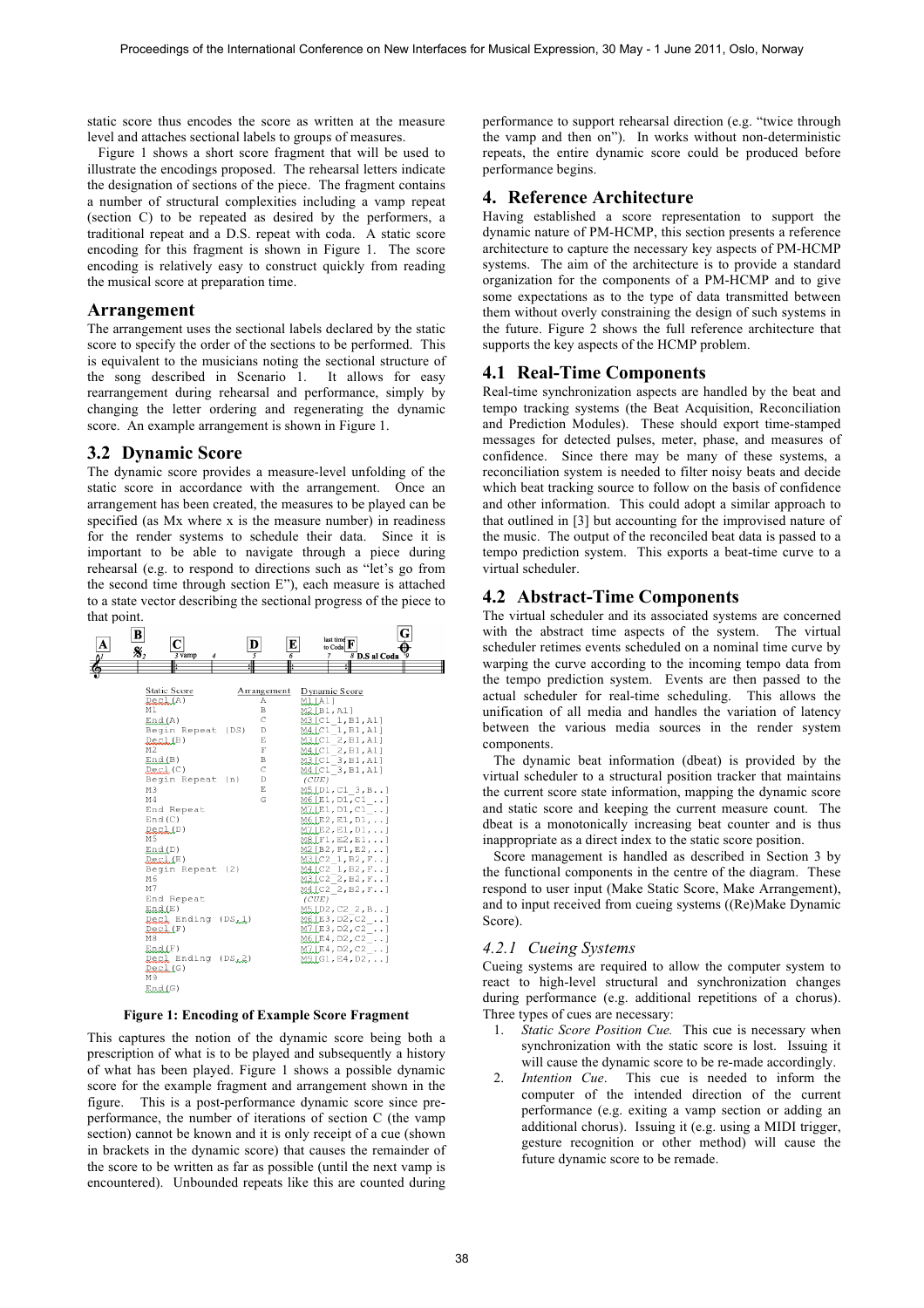static score thus encodes the score as written at the measure level and attaches sectional labels to groups of measures.

Figure 1 shows a short score fragment that will be used to illustrate the encodings proposed. The rehearsal letters indicate the designation of sections of the piece. The fragment contains a number of structural complexities including a vamp repeat (section C) to be repeated as desired by the performers, a traditional repeat and a D.S. repeat with coda. A static score encoding for this fragment is shown in Figure 1. The score encoding is relatively easy to construct quickly from reading the musical score at preparation time.

### Arrangement

The arrangement uses the sectional labels declared by the static score to specify the order of the sections to be performed. This is equivalent to the musicians noting the sectional structure of the song described in Scenario 1. It allows for easy rearrangement during rehearsal and performance, simply by changing the letter ordering and regenerating the dynamic score. An example arrangement is shown in Figure 1.

## 3.2 Dynamic Score

The dynamic score provides a measure-level unfolding of the static score in accordance with the arrangement. Once an arrangement has been created, the measures to be played can be specified (as Mx where x is the measure number) in readiness for the render systems to schedule their data. Since it is important to be able to navigate through a piece during rehearsal (e.g. to respond to directions such as "let's go from the second time through section E"), each measure is attached to a state vector describing the sectional progress of the piece to that point.

| Static Score | Arrangement | Dynamic Score |
|---|---|---|
| Decl(A) | A | M1[A1] |
| M1 | B | M2[B1,A1] |
| End(A) | C | M3[C1_1,B1,A1] |
| Begin Repeat (DS) | D | M4[C1_1,B1,A1] |
| Decl(B) | E | M3[C1_2,B1,A1] |
| M2 | F | M4[C1_2,B1,A1] |
| End(B) | B | M3[C1_3,B1,A1] |
| Decl(C) | C | M4[C1_3,B1,A1] |
| Begin Repeat (n) | D | (CUE) |
| M3 | E | M5[D1,C1_3,B..] |
| M4 | G | M6[E1,D1,C1_..] |
| End Repeat | | M7[E1,D1,C1_..] |
| End(C) | | M6[E2,E1,D1,..] |
| Decl(D) | | M7[E2,E1,D1,..] |
| M5 | | M8[F1,E2,E1,..] |
| End(D) | | M2[B2,F1,E2,..] |
| Decl(E) | | M3[C2_1,B2,F..] |
| Begin Repeat (2) | | M4[C2_1,B2,F..] |
| M6 | | M3[C2_2,B2,F..] |
| M7 | | M4[C2_2,B2,F..] |
| End Repeat | | (CUE) |
| End(E) | | M5[D2,C2_2,B..] |
| Decl Ending (DS,1) | | M6[E3,D2,C2_..] |
| Decl(F) | | M7[E3,D2,C2_..] |
| M8 | | M6[E4,D2,C2_..] |
| End(F) | | M7[E4,D2,C2_..] |
| Decl Ending (DS,2) | | M9[G1,E4,D2,..] |
| Decl(G) | | |
| M9 | | |
| End(G) | | |

**Figure 1: Encoding of Example Score Fragment**

This captures the notion of the dynamic score being both a prescription of what is to be played and subsequently a history of what has been played. Figure 1 shows a possible dynamic score for the example fragment and arrangement shown in the figure. This is a post-performance dynamic score since pre-performance, the number of iterations of section C (the vamp section) cannot be known and it is only receipt of a cue (shown in brackets in the dynamic score) that causes the remainder of the score to be written as far as possible (until the next vamp is encountered). Unbounded repeats like this are counted during performance to support rehearsal direction (e.g. "twice through the vamp and then on"). In works without non-deterministic repeats, the entire dynamic score could be produced before performance begins.

# 4. Reference Architecture

Having established a score representation to support the dynamic nature of PM-HCMP, this section presents a reference architecture to capture the necessary key aspects of PM-HCMP systems. The aim of the architecture is to provide a standard organization for the components of a PM-HCMP and to give some expectations as to the type of data transmitted between them without overly constraining the design of such systems in the future. Figure 2 shows the full reference architecture that supports the key aspects of the HCMP problem.

## 4.1 Real-Time Components

Real-time synchronization aspects are handled by the beat and tempo tracking systems (the Beat Acquisition, Reconciliation and Prediction Modules). These should export time-stamped messages for detected pulses, meter, phase, and measures of confidence. Since there may be many of these systems, a reconciliation system is needed to filter noisy beats and decide which beat tracking source to follow on the basis of confidence and other information. This could adopt a similar approach to that outlined in [3] but accounting for the improvised nature of the music. The output of the reconciled beat data is passed to a tempo prediction system. This exports a beat-time curve to a virtual scheduler.

## 4.2 Abstract-Time Components

The virtual scheduler and its associated systems are concerned with the abstract time aspects of the system. The virtual scheduler retimes events scheduled on a nominal time curve by warping the curve according to the incoming tempo data from the tempo prediction system. Events are then passed to the actual scheduler for real-time scheduling. This allows the unification of all media and handles the variation of latency between the various media sources in the render system components.

The dynamic beat information (dbeat) is provided by the virtual scheduler to a structural position tracker that maintains the current score state information, mapping the dynamic score and static score and keeping the current measure count. The dbeat is a monotonically increasing beat counter and is thus inappropriate as a direct index to the static score position.

Score management is handled as described in Section 3 by the functional components in the centre of the diagram. These respond to user input (Make Static Score, Make Arrangement), and to input received from cueing systems ((Re)Make Dynamic Score).

### *4.2.1 Cueing Systems*

Cueing systems are required to allow the computer system to react to high-level structural and synchronization changes during performance (e.g. additional repetitions of a chorus). Three types of cues are necessary:

1. *Static Score Position Cue.* This cue is necessary when synchronization with the static score is lost. Issuing it will cause the dynamic score to be re-made accordingly.
2. *Intention Cue*. This cue is needed to inform the computer of the intended direction of the current performance (e.g. exiting a vamp section or adding an additional chorus). Issuing it (e.g. using a MIDI trigger, gesture recognition or other method) will cause the future dynamic score to be remade.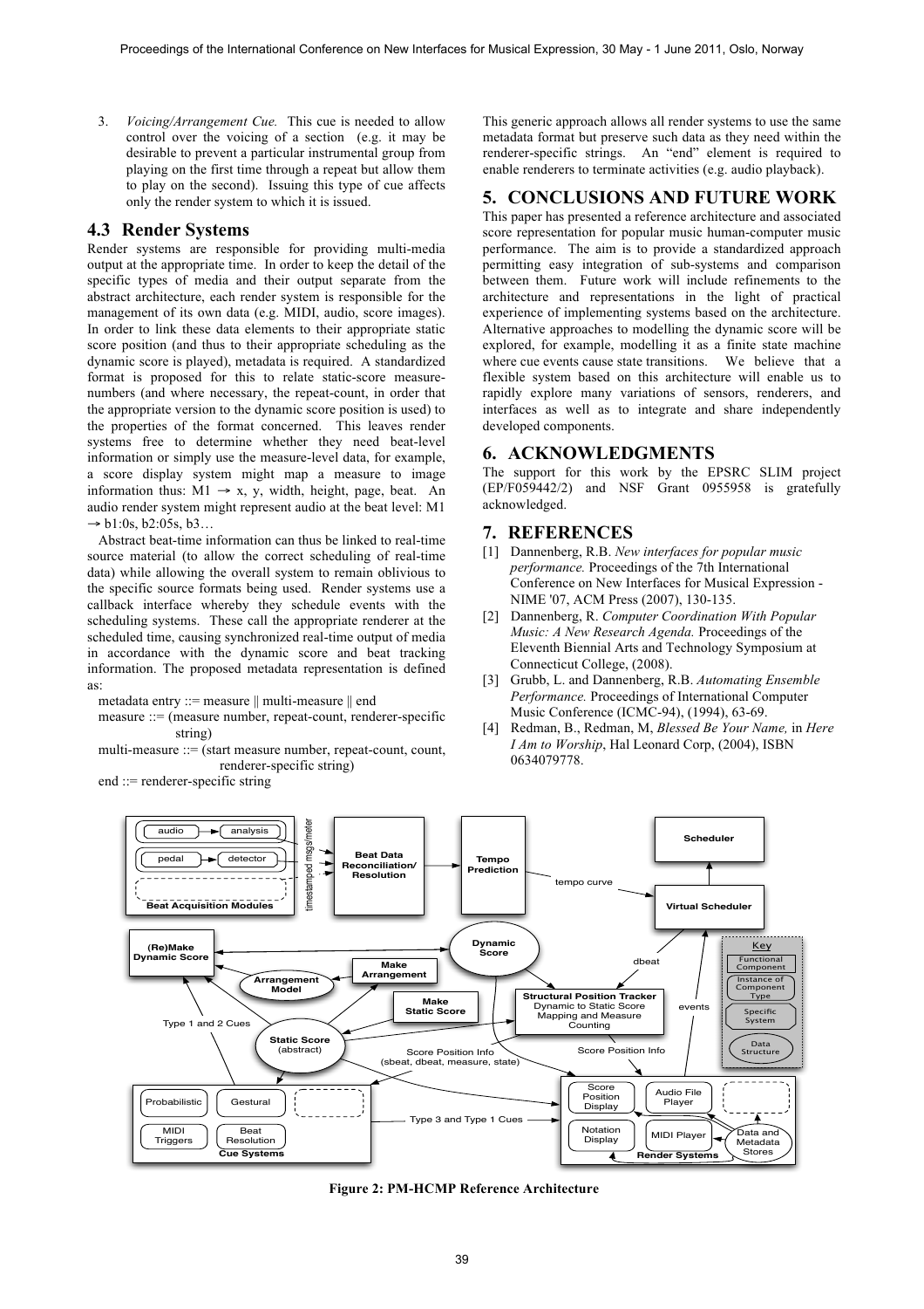3. *Voicing/Arrangement Cue.* This cue is needed to allow control over the voicing of a section (e.g. it may be desirable to prevent a particular instrumental group from playing on the first time through a repeat but allow them to play on the second). Issuing this type of cue affects only the render system to which it is issued.

## 4.3 Render Systems

Render systems are responsible for providing multi-media output at the appropriate time. In order to keep the detail of the specific types of media and their output separate from the abstract architecture, each render system is responsible for the management of its own data (e.g. MIDI, audio, score images). In order to link these data elements to their appropriate static score position (and thus to their appropriate scheduling as the dynamic score is played), metadata is required. A standardized format is proposed for this to relate static-score measure-numbers (and where necessary, the repeat-count, in order that the appropriate version to the dynamic score position is used) to the properties of the format concerned. This leaves render systems free to determine whether they need beat-level information or simply use the measure-level data, for example, a score display system might map a measure to image information thus: M1 → x, y, width, height, page, beat. An audio render system might represent audio at the beat level: M1 → b1:0s, b2:05s, b3…

Abstract beat-time information can thus be linked to real-time source material (to allow the correct scheduling of real-time data) while allowing the overall system to remain oblivious to the specific source formats being used. Render systems use a callback interface whereby they schedule events with the scheduling systems. These call the appropriate renderer at the scheduled time, causing synchronized real-time output of media in accordance with the dynamic score and beat tracking information. The proposed metadata representation is defined as:

metadata entry ::= measure || multi-measure || end

measure ::= (measure number, repeat-count, renderer-specific string)

multi-measure ::= (start measure number, repeat-count, count, renderer-specific string)

end ::= renderer-specific string

This generic approach allows all render systems to use the same metadata format but preserve such data as they need within the renderer-specific strings. An "end" element is required to enable renderers to terminate activities (e.g. audio playback).

# 5. CONCLUSIONS AND FUTURE WORK

This paper has presented a reference architecture and associated score representation for popular music human-computer music performance. The aim is to provide a standardized approach permitting easy integration of sub-systems and comparison between them. Future work will include refinements to the architecture and representations in the light of practical experience of implementing systems based on the architecture. Alternative approaches to modelling the dynamic score will be explored, for example, modelling it as a finite state machine where cue events cause state transitions. We believe that a flexible system based on this architecture will enable us to rapidly explore many variations of sensors, renderers, and interfaces as well as to integrate and share independently developed components.

# 6. ACKNOWLEDGMENTS

The support for this work by the EPSRC SLIM project (EP/F059442/2) and NSF Grant 0955958 is gratefully acknowledged.

# 7. REFERENCES

[1] Dannenberg, R.B. *New interfaces for popular music performance.* Proceedings of the 7th International Conference on New Interfaces for Musical Expression - NIME '07, ACM Press (2007), 130-135.

[2] Dannenberg, R. *Computer Coordination With Popular Music: A New Research Agenda.* Proceedings of the Eleventh Biennial Arts and Technology Symposium at Connecticut College, (2008).

[3] Grubb, L. and Dannenberg, R.B. *Automating Ensemble Performance.* Proceedings of International Computer Music Conference (ICMC-94), (1994), 63-69.

[4] Redman, B., Redman, M, *Blessed Be Your Name,* in *Here I Am to Worship*, Hal Leonard Corp, (2004), ISBN 0634079778.

audio
analysis
pedal
detector
Beat Acquisition Modules
timestamped msgs/meter
Beat Data Reconciliation/ Resolution
Tempo Prediction
tempo curve
Scheduler
Virtual Scheduler
(Re)Make Dynamic Score
Dynamic Score
Make Arrangement
Arrangement Model
Make Static Score
dbeat
Structural Position Tracker
Dynamic to Static Score Mapping and Measure Counting
events
Key
Functional Component
Instance of Component Type
Specific System
Data Structure
Type 1 and 2 Cues
Static Score (abstract)
Score Position Info (sbeat, dbeat, measure, state)
Score Position Info
Probabilistic
Gestural
MIDI Triggers
Beat Resolution
Cue Systems
Type 3 and Type 1 Cues
Score Position Display
Audio File Player
Notation Display
MIDI Player
Data and Metadata Stores
Render Systems

**Figure 2: PM-HCMP Reference Architecture**